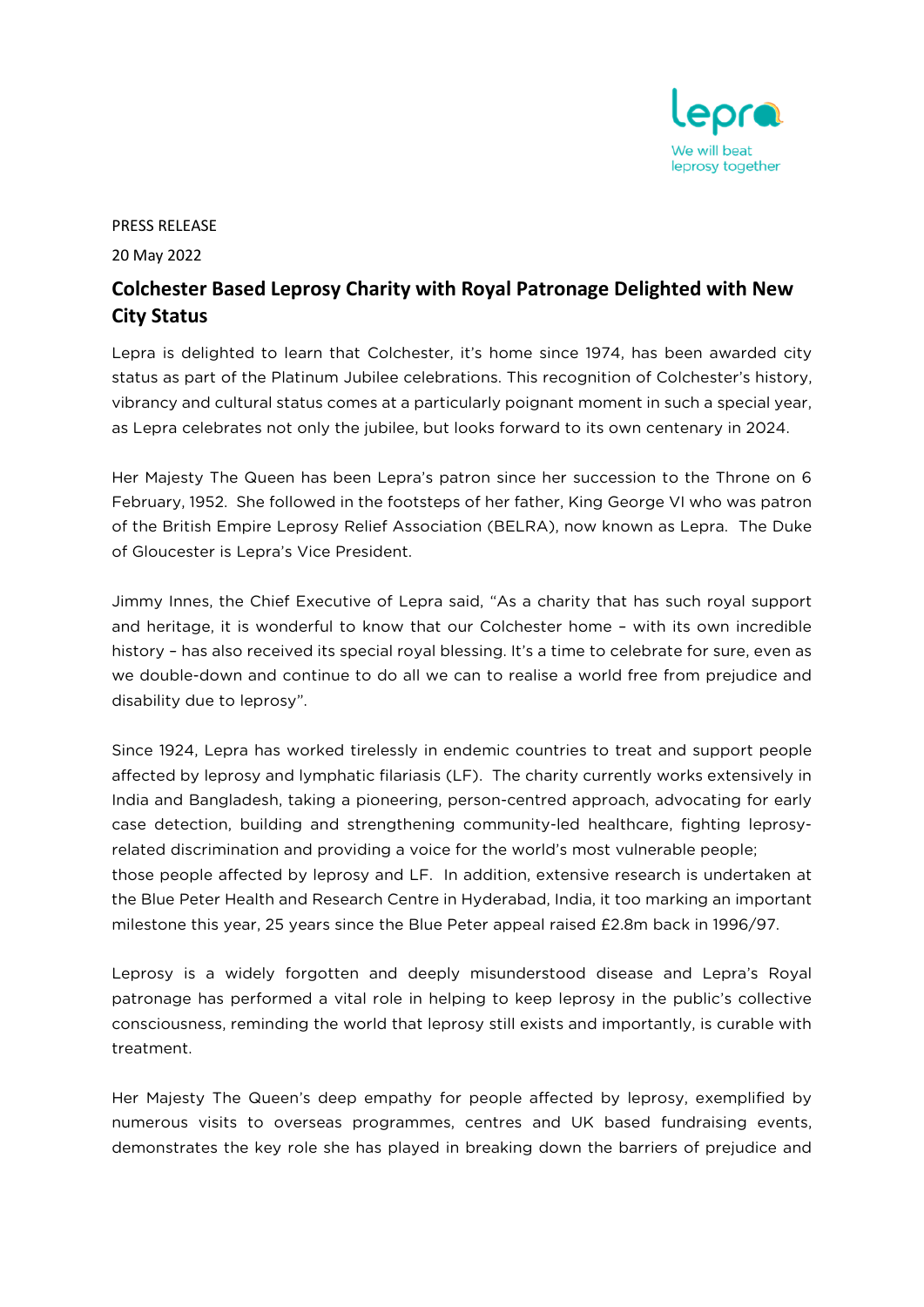lepra

We will beat leprosy together

PRESS RELEASE

20 May 2022

## Colchester Based Leprosy Charity with Royal Patronage Delighted with New City Status

Lepra is delighted to learn that Colchester, it's home since 1974, has been awarded city status as part of the Platinum Jubilee celebrations. This recognition of Colchester's history, vibrancy and cultural status comes at a particularly poignant moment in such a special year, as Lepra celebrates not only the jubilee, but looks forward to its own centenary in 2024.

Her Majesty The Queen has been Lepra's patron since her succession to the Throne on 6 February, 1952. She followed in the footsteps of her father, King George VI who was patron of the British Empire Leprosy Relief Association (BELRA), now known as Lepra. The Duke of Gloucester is Lepra's Vice President.

Jimmy Innes, the Chief Executive of Lepra said, "As a charity that has such royal support and heritage, it is wonderful to know that our Colchester home – with its own incredible history – has also received its special royal blessing. It's a time to celebrate for sure, even as we double-down and continue to do all we can to realise a world free from prejudice and disability due to leprosy".

Since 1924, Lepra has worked tirelessly in endemic countries to treat and support people affected by leprosy and lymphatic filariasis (LF). The charity currently works extensively in India and Bangladesh, taking a pioneering, person-centred approach, advocating for early case detection, building and strengthening community-led healthcare, fighting leprosy-related discrimination and providing a voice for the world's most vulnerable people; those people affected by leprosy and LF. In addition, extensive research is undertaken at the Blue Peter Health and Research Centre in Hyderabad, India, it too marking an important milestone this year, 25 years since the Blue Peter appeal raised £2.8m back in 1996/97.

Leprosy is a widely forgotten and deeply misunderstood disease and Lepra's Royal patronage has performed a vital role in helping to keep leprosy in the public's collective consciousness, reminding the world that leprosy still exists and importantly, is curable with treatment.

Her Majesty The Queen's deep empathy for people affected by leprosy, exemplified by numerous visits to overseas programmes, centres and UK based fundraising events, demonstrates the key role she has played in breaking down the barriers of prejudice and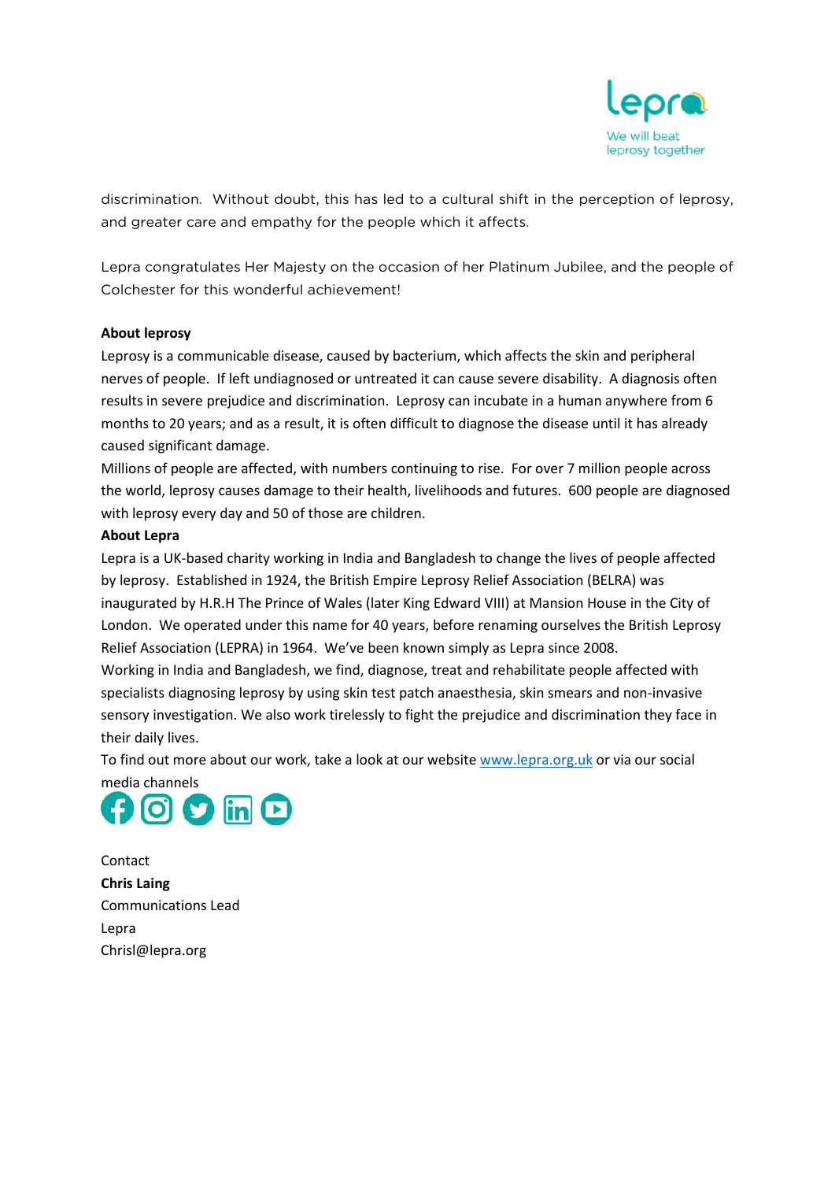discrimination. Without doubt, this has led to a cultural shift in the perception of leprosy, and greater care and empathy for the people which it affects.

Lepra congratulates Her Majesty on the occasion of her Platinum Jubilee, and the people of Colchester for this wonderful achievement!

**About leprosy**

Leprosy is a communicable disease, caused by bacterium, which affects the skin and peripheral nerves of people. If left undiagnosed or untreated it can cause severe disability. A diagnosis often results in severe prejudice and discrimination. Leprosy can incubate in a human anywhere from 6 months to 20 years; and as a result, it is often difficult to diagnose the disease until it has already caused significant damage.

Millions of people are affected, with numbers continuing to rise. For over 7 million people across the world, leprosy causes damage to their health, livelihoods and futures. 600 people are diagnosed with leprosy every day and 50 of those are children.

**About Lepra**

Lepra is a UK-based charity working in India and Bangladesh to change the lives of people affected by leprosy. Established in 1924, the British Empire Leprosy Relief Association (BELRA) was inaugurated by H.R.H The Prince of Wales (later King Edward VIII) at Mansion House in the City of London. We operated under this name for 40 years, before renaming ourselves the British Leprosy Relief Association (LEPRA) in 1964. We've been known simply as Lepra since 2008.

Working in India and Bangladesh, we find, diagnose, treat and rehabilitate people affected with specialists diagnosing leprosy by using skin test patch anaesthesia, skin smears and non-invasive sensory investigation. We also work tirelessly to fight the prejudice and discrimination they face in their daily lives.

To find out more about our work, take a look at our website [www.lepra.org.uk](http://www.lepra.org.uk) or via our social media channels

Contact

**Chris Laing**

Communications Lead

Lepra

Chrisl@lepra.org